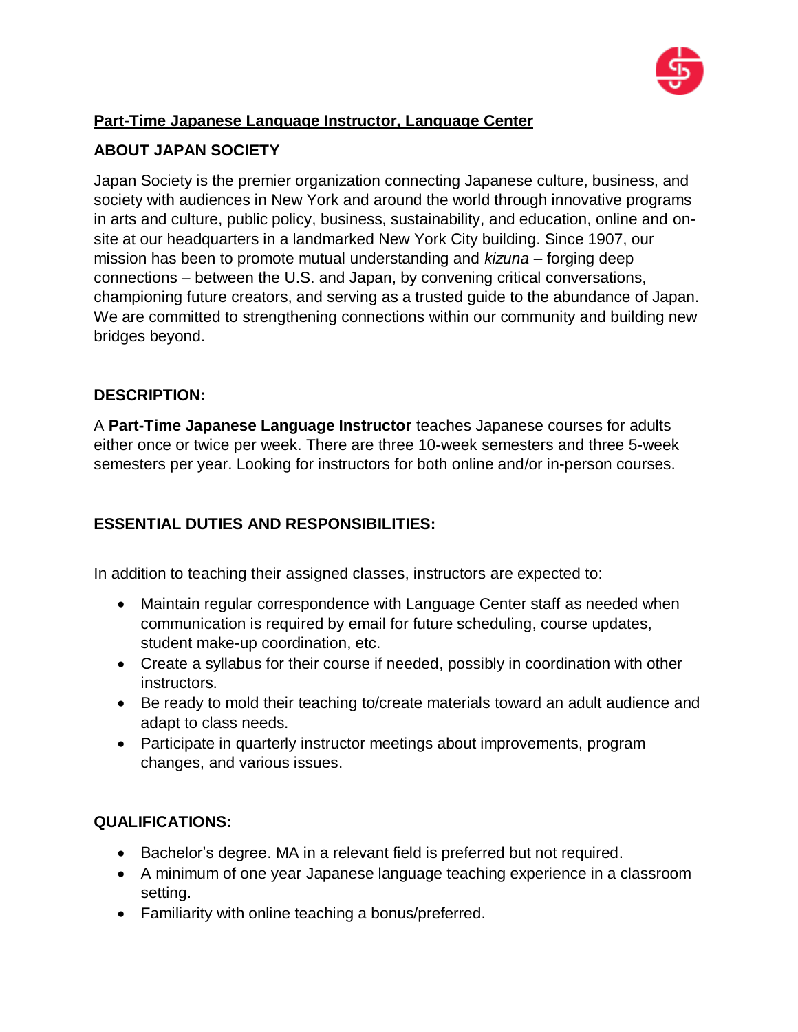**Part-Time Japanese Language Instructor, Language Center**

## ABOUT JAPAN SOCIETY

Japan Society is the premier organization connecting Japanese culture, business, and society with audiences in New York and around the world through innovative programs in arts and culture, public policy, business, sustainability, and education, online and on-site at our headquarters in a landmarked New York City building. Since 1907, our mission has been to promote mutual understanding and *kizuna* – forging deep connections – between the U.S. and Japan, by convening critical conversations, championing future creators, and serving as a trusted guide to the abundance of Japan. We are committed to strengthening connections within our community and building new bridges beyond.

## DESCRIPTION:

A **Part-Time Japanese Language Instructor** teaches Japanese courses for adults either once or twice per week. There are three 10-week semesters and three 5-week semesters per year. Looking for instructors for both online and/or in-person courses.

## ESSENTIAL DUTIES AND RESPONSIBILITIES:

In addition to teaching their assigned classes, instructors are expected to:

- Maintain regular correspondence with Language Center staff as needed when communication is required by email for future scheduling, course updates, student make-up coordination, etc.
- Create a syllabus for their course if needed, possibly in coordination with other instructors.
- Be ready to mold their teaching to/create materials toward an adult audience and adapt to class needs.
- Participate in quarterly instructor meetings about improvements, program changes, and various issues.

## QUALIFICATIONS:

- Bachelor's degree. MA in a relevant field is preferred but not required.
- A minimum of one year Japanese language teaching experience in a classroom setting.
- Familiarity with online teaching a bonus/preferred.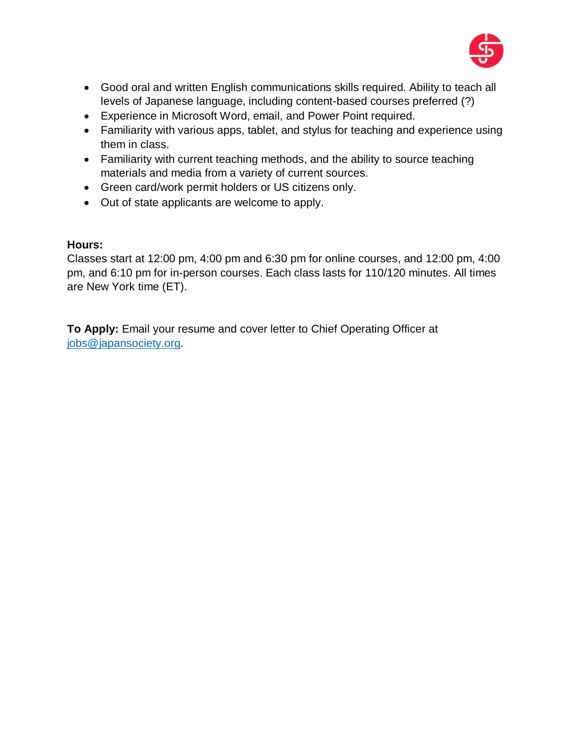- Good oral and written English communications skills required. Ability to teach all levels of Japanese language, including content-based courses preferred (?)
- Experience in Microsoft Word, email, and Power Point required.
- Familiarity with various apps, tablet, and stylus for teaching and experience using them in class.
- Familiarity with current teaching methods, and the ability to source teaching materials and media from a variety of current sources.
- Green card/work permit holders or US citizens only.
- Out of state applicants are welcome to apply.

**Hours:**
Classes start at 12:00 pm, 4:00 pm and 6:30 pm for online courses, and 12:00 pm, 4:00 pm, and 6:10 pm for in-person courses. Each class lasts for 110/120 minutes. All times are New York time (ET).

**To Apply:** Email your resume and cover letter to Chief Operating Officer at jobs@japansociety.org.